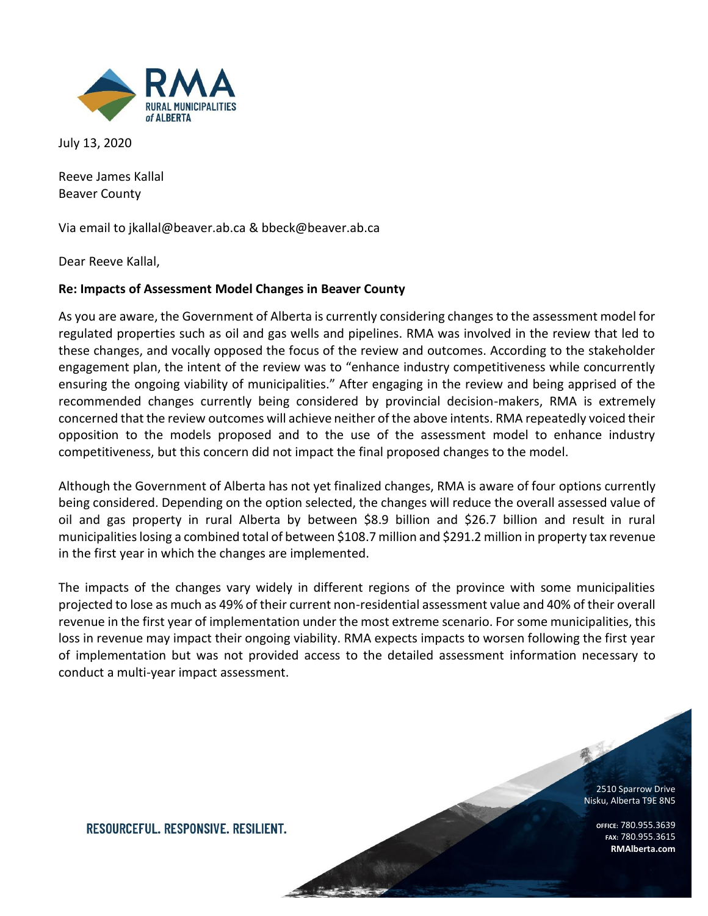July 13, 2020

Reeve James Kallal
Beaver County

Via email to jkallal@beaver.ab.ca & bbeck@beaver.ab.ca

Dear Reeve Kallal,

**Re: Impacts of Assessment Model Changes in Beaver County**

As you are aware, the Government of Alberta is currently considering changes to the assessment model for regulated properties such as oil and gas wells and pipelines. RMA was involved in the review that led to these changes, and vocally opposed the focus of the review and outcomes. According to the stakeholder engagement plan, the intent of the review was to "enhance industry competitiveness while concurrently ensuring the ongoing viability of municipalities." After engaging in the review and being apprised of the recommended changes currently being considered by provincial decision-makers, RMA is extremely concerned that the review outcomes will achieve neither of the above intents. RMA repeatedly voiced their opposition to the models proposed and to the use of the assessment model to enhance industry competitiveness, but this concern did not impact the final proposed changes to the model.

Although the Government of Alberta has not yet finalized changes, RMA is aware of four options currently being considered. Depending on the option selected, the changes will reduce the overall assessed value of oil and gas property in rural Alberta by between $8.9 billion and $26.7 billion and result in rural municipalities losing a combined total of between $108.7 million and $291.2 million in property tax revenue in the first year in which the changes are implemented.

The impacts of the changes vary widely in different regions of the province with some municipalities projected to lose as much as 49% of their current non-residential assessment value and 40% of their overall revenue in the first year of implementation under the most extreme scenario. For some municipalities, this loss in revenue may impact their ongoing viability. RMA expects impacts to worsen following the first year of implementation but was not provided access to the detailed assessment information necessary to conduct a multi-year impact assessment.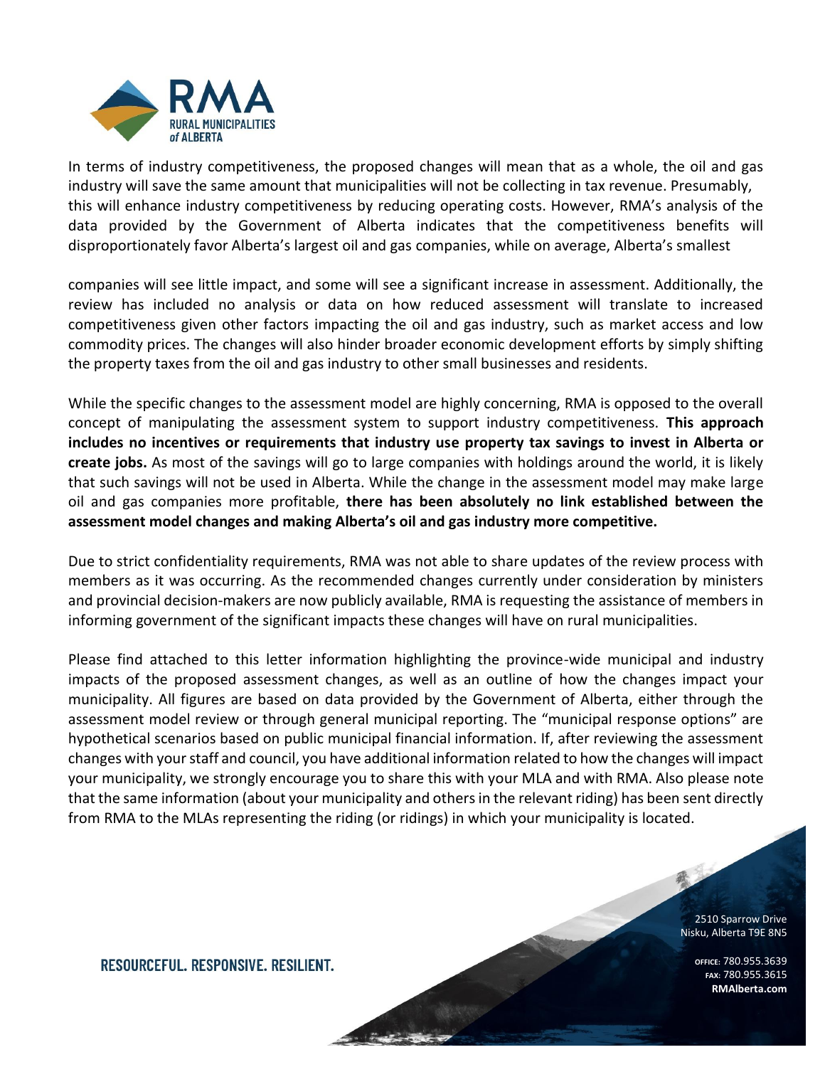In terms of industry competitiveness, the proposed changes will mean that as a whole, the oil and gas industry will save the same amount that municipalities will not be collecting in tax revenue. Presumably, this will enhance industry competitiveness by reducing operating costs. However, RMA's analysis of the data provided by the Government of Alberta indicates that the competitiveness benefits will disproportionately favor Alberta's largest oil and gas companies, while on average, Alberta's smallest companies will see little impact, and some will see a significant increase in assessment. Additionally, the review has included no analysis or data on how reduced assessment will translate to increased competitiveness given other factors impacting the oil and gas industry, such as market access and low commodity prices. The changes will also hinder broader economic development efforts by simply shifting the property taxes from the oil and gas industry to other small businesses and residents.

While the specific changes to the assessment model are highly concerning, RMA is opposed to the overall concept of manipulating the assessment system to support industry competitiveness. **This approach includes no incentives or requirements that industry use property tax savings to invest in Alberta or create jobs.** As most of the savings will go to large companies with holdings around the world, it is likely that such savings will not be used in Alberta. While the change in the assessment model may make large oil and gas companies more profitable, **there has been absolutely no link established between the assessment model changes and making Alberta's oil and gas industry more competitive.**

Due to strict confidentiality requirements, RMA was not able to share updates of the review process with members as it was occurring. As the recommended changes currently under consideration by ministers and provincial decision-makers are now publicly available, RMA is requesting the assistance of members in informing government of the significant impacts these changes will have on rural municipalities.

Please find attached to this letter information highlighting the province-wide municipal and industry impacts of the proposed assessment changes, as well as an outline of how the changes impact your municipality. All figures are based on data provided by the Government of Alberta, either through the assessment model review or through general municipal reporting. The "municipal response options" are hypothetical scenarios based on public municipal financial information. If, after reviewing the assessment changes with your staff and council, you have additional information related to how the changes will impact your municipality, we strongly encourage you to share this with your MLA and with RMA. Also please note that the same information (about your municipality and others in the relevant riding) has been sent directly from RMA to the MLAs representing the riding (or ridings) in which your municipality is located.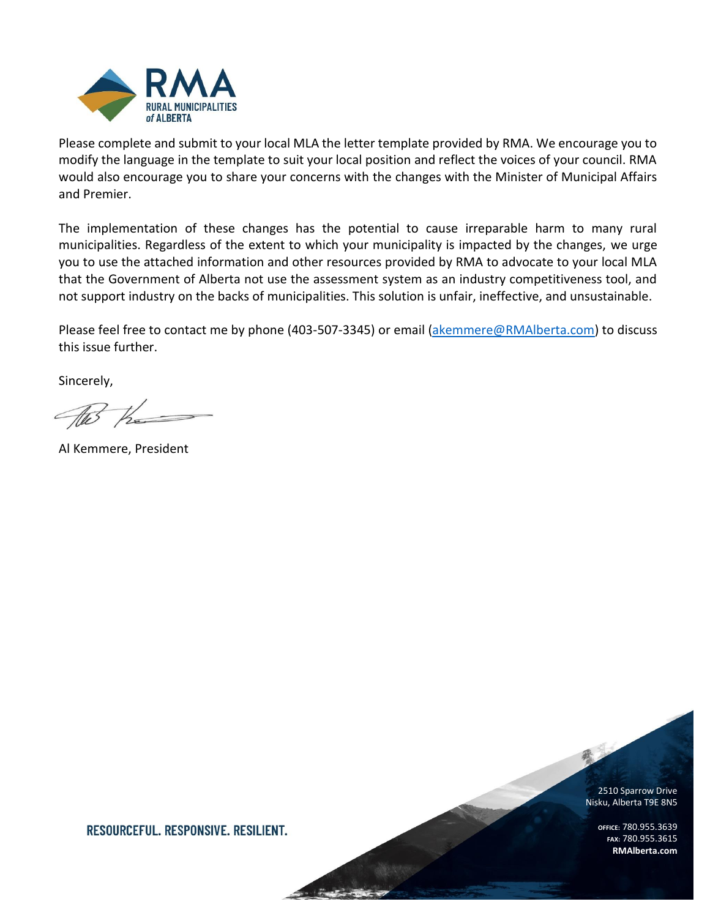Please complete and submit to your local MLA the letter template provided by RMA. We encourage you to modify the language in the template to suit your local position and reflect the voices of your council. RMA would also encourage you to share your concerns with the changes with the Minister of Municipal Affairs and Premier.

The implementation of these changes has the potential to cause irreparable harm to many rural municipalities. Regardless of the extent to which your municipality is impacted by the changes, we urge you to use the attached information and other resources provided by RMA to advocate to your local MLA that the Government of Alberta not use the assessment system as an industry competitiveness tool, and not support industry on the backs of municipalities. This solution is unfair, ineffective, and unsustainable.

Please feel free to contact me by phone (403-507-3345) or email (akemmere@RMAlberta.com) to discuss this issue further.

Sincerely,

Al Kemmere, President

RESOURCEFUL. RESPONSIVE. RESILIENT.

2510 Sparrow Drive
Nisku, Alberta T9E 8N5

OFFICE: 780.955.3639
FAX: 780.955.3615
**RMAlberta.com**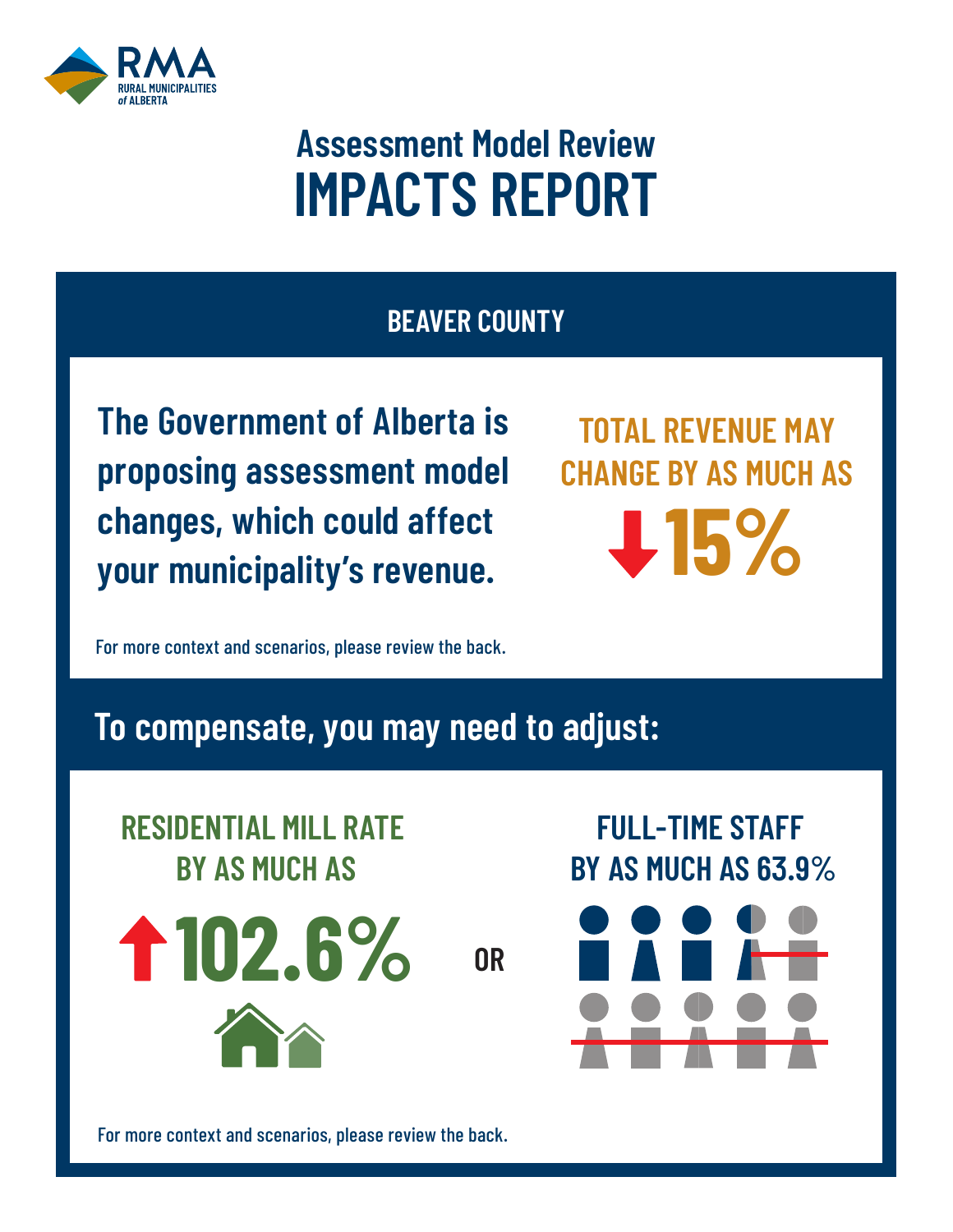RMA
RURAL MUNICIPALITIES of ALBERTA

# Assessment Model Review
# IMPACTS REPORT

## BEAVER COUNTY

**The Government of Alberta is proposing assessment model changes, which could affect your municipality's revenue.**

TOTAL REVENUE MAY CHANGE BY AS MUCH AS

↓15%

For more context and scenarios, please review the back.

## To compensate, you may need to adjust:

RESIDENTIAL MILL RATE BY AS MUCH AS

↑102.6%

OR

FULL-TIME STAFF BY AS MUCH AS 63.9%

For more context and scenarios, please review the back.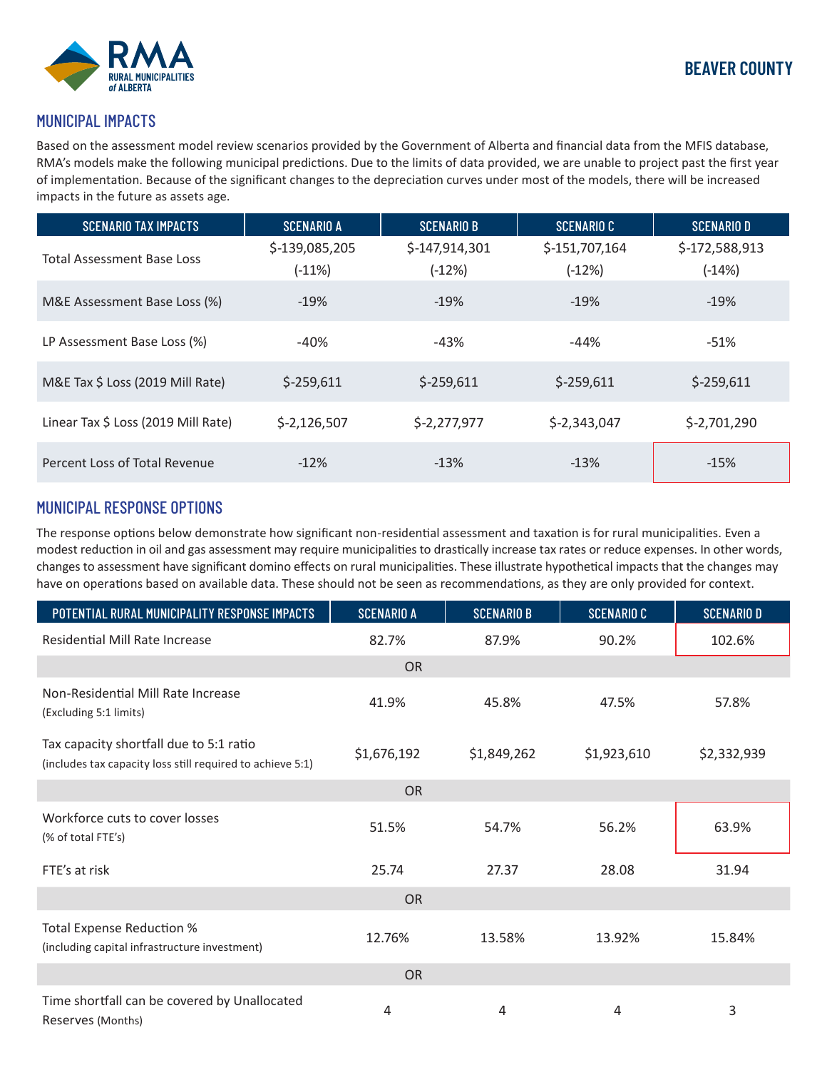BEAVER COUNTY

## MUNICIPAL IMPACTS

Based on the assessment model review scenarios provided by the Government of Alberta and financial data from the MFIS database, RMA's models make the following municipal predictions. Due to the limits of data provided, we are unable to project past the first year of implementation. Because of the significant changes to the depreciation curves under most of the models, there will be increased impacts in the future as assets age.

| SCENARIO TAX IMPACTS | SCENARIO A | SCENARIO B | SCENARIO C | SCENARIO D |
|---|---|---|---|---|
| Total Assessment Base Loss | $-139,085,205 (-11%) | $-147,914,301 (-12%) | $-151,707,164 (-12%) | $-172,588,913 (-14%) |
| M&E Assessment Base Loss (%) | -19% | -19% | -19% | -19% |
| LP Assessment Base Loss (%) | -40% | -43% | -44% | -51% |
| M&E Tax $ Loss (2019 Mill Rate) | $-259,611 | $-259,611 | $-259,611 | $-259,611 |
| Linear Tax $ Loss (2019 Mill Rate) | $-2,126,507 | $-2,277,977 | $-2,343,047 | $-2,701,290 |
| Percent Loss of Total Revenue | -12% | -13% | -13% | -15% |

## MUNICIPAL RESPONSE OPTIONS

The response options below demonstrate how significant non-residential assessment and taxation is for rural municipalities. Even a modest reduction in oil and gas assessment may require municipalities to drastically increase tax rates or reduce expenses. In other words, changes to assessment have significant domino effects on rural municipalities. These illustrate hypothetical impacts that the changes may have on operations based on available data. These should not be seen as recommendations, as they are only provided for context.

| POTENTIAL RURAL MUNICIPALITY RESPONSE IMPACTS | SCENARIO A | SCENARIO B | SCENARIO C | SCENARIO D |
|---|---|---|---|---|
| Residential Mill Rate Increase | 82.7% | 87.9% | 90.2% | 102.6% |
| OR | | | | |
| Non-Residential Mill Rate Increase (Excluding 5:1 limits) | 41.9% | 45.8% | 47.5% | 57.8% |
| Tax capacity shortfall due to 5:1 ratio (includes tax capacity loss still required to achieve 5:1) | $1,676,192 | $1,849,262 | $1,923,610 | $2,332,939 |
| OR | | | | |
| Workforce cuts to cover losses (% of total FTE's) | 51.5% | 54.7% | 56.2% | 63.9% |
| FTE's at risk | 25.74 | 27.37 | 28.08 | 31.94 |
| OR | | | | |
| Total Expense Reduction % (including capital infrastructure investment) | 12.76% | 13.58% | 13.92% | 15.84% |
| OR | | | | |
| Time shortfall can be covered by Unallocated Reserves (Months) | 4 | 4 | 4 | 3 |